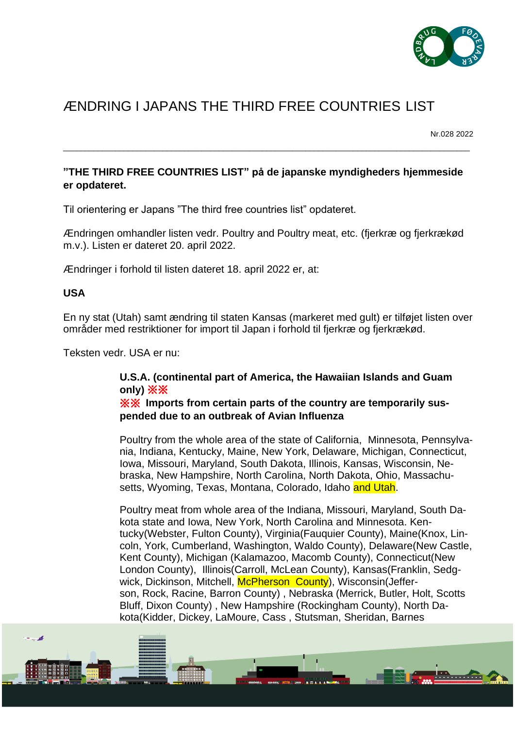# ÆNDRING I JAPANS THE THIRD FREE COUNTRIES LIST

Nr.028 2022

---

**"THE THIRD FREE COUNTRIES LIST" på de japanske myndigheders hjemmeside er opdateret.**

Til orientering er Japans "The third free countries list" opdateret.

Ændringen omhandler listen vedr. Poultry and Poultry meat, etc. (fjerkræ og fjerkrækød m.v.). Listen er dateret 20. april 2022.

Ændringer i forhold til listen dateret 18. april 2022 er, at:

**USA**

En ny stat (Utah) samt ændring til staten Kansas (markeret med gult) er tilføjet listen over områder med restriktioner for import til Japan i forhold til fjerkræ og fjerkrækød.

Teksten vedr. USA er nu:

> **U.S.A. (continental part of America, the Hawaiian Islands and Guam only) ※※**
> **※※ Imports from certain parts of the country are temporarily suspended due to an outbreak of Avian Influenza**
>
> Poultry from the whole area of the state of California, Minnesota, Pennsylvania, Indiana, Kentucky, Maine, New York, Delaware, Michigan, Connecticut, Iowa, Missouri, Maryland, South Dakota, Illinois, Kansas, Wisconsin, Nebraska, New Hampshire, North Carolina, North Dakota, Ohio, Massachusetts, Wyoming, Texas, Montana, Colorado, Idaho and Utah.
>
> Poultry meat from whole area of the Indiana, Missouri, Maryland, South Dakota state and Iowa, New York, North Carolina and Minnesota. Kentucky(Webster, Fulton County), Virginia(Fauquier County), Maine(Knox, Lincoln, York, Cumberland, Washington, Waldo County), Delaware(New Castle, Kent County), Michigan (Kalamazoo, Macomb County), Connecticut(New London County), Illinois(Carroll, McLean County), Kansas(Franklin, Sedgwick, Dickinson, Mitchell, McPherson County), Wisconsin(Jefferson, Rock, Racine, Barron County) , Nebraska (Merrick, Butler, Holt, Scotts Bluff, Dixon County) , New Hampshire (Rockingham County), North Dakota(Kidder, Dickey, LaMoure, Cass , Stutsman, Sheridan, Barnes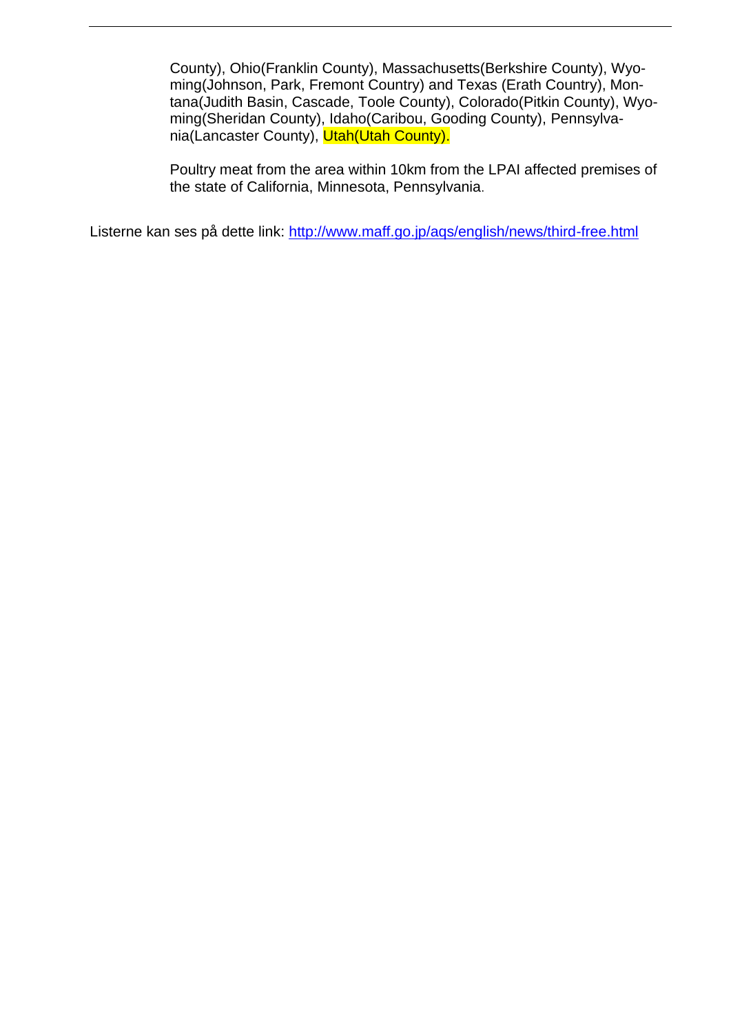County), Ohio(Franklin County), Massachusetts(Berkshire County), Wyoming(Johnson, Park, Fremont Country) and Texas (Erath Country), Montana(Judith Basin, Cascade, Toole County), Colorado(Pitkin County), Wyoming(Sheridan County), Idaho(Caribou, Gooding County), Pennsylvania(Lancaster County), Utah(Utah County).

Poultry meat from the area within 10km from the LPAI affected premises of the state of California, Minnesota, Pennsylvania.

Listerne kan ses på dette link: http://www.maff.go.jp/aqs/english/news/third-free.html